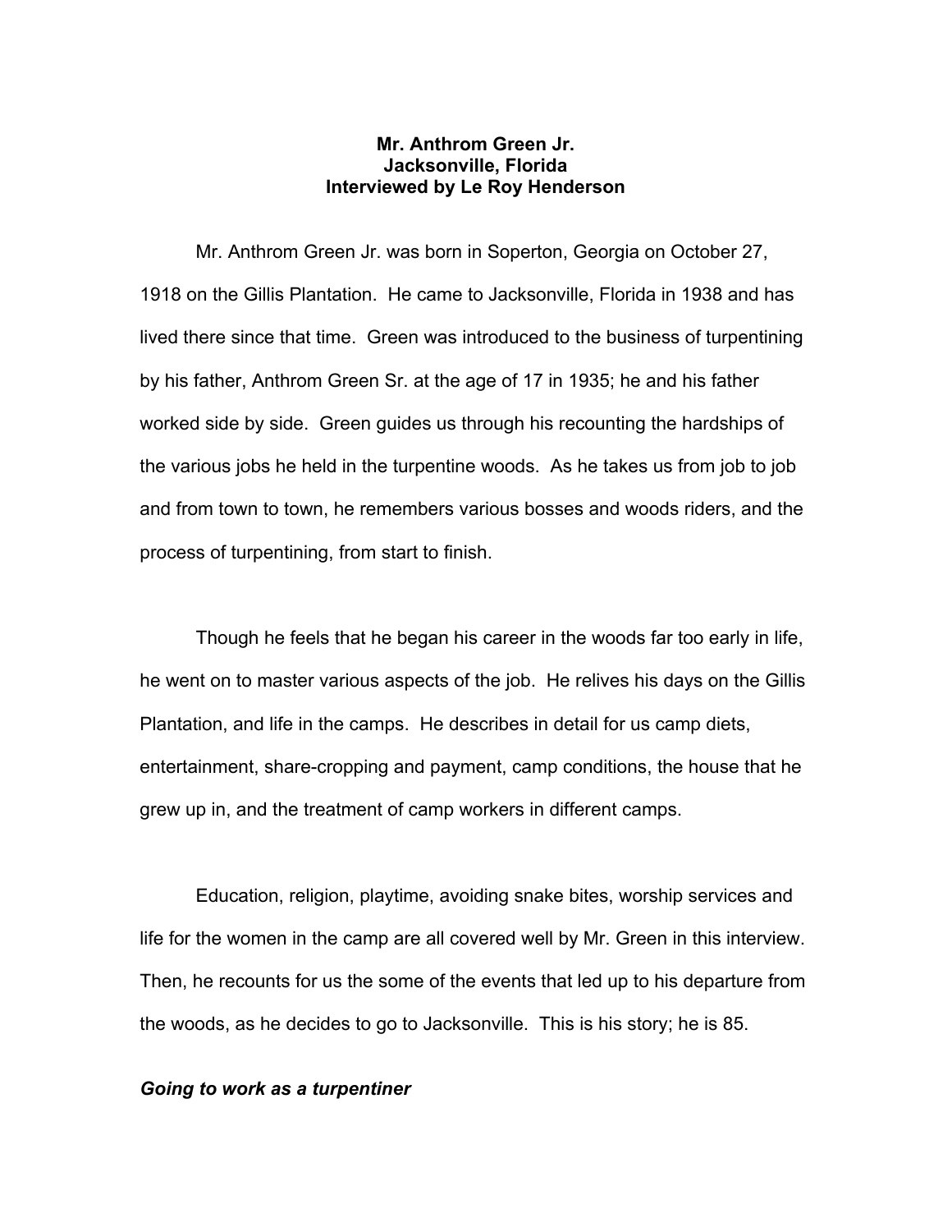**Mr. Anthrom Green Jr.**
**Jacksonville, Florida**
**Interviewed by Le Roy Henderson**

Mr. Anthrom Green Jr. was born in Soperton, Georgia on October 27, 1918 on the Gillis Plantation. He came to Jacksonville, Florida in 1938 and has lived there since that time. Green was introduced to the business of turpentining by his father, Anthrom Green Sr. at the age of 17 in 1935; he and his father worked side by side. Green guides us through his recounting the hardships of the various jobs he held in the turpentine woods. As he takes us from job to job and from town to town, he remembers various bosses and woods riders, and the process of turpentining, from start to finish.

Though he feels that he began his career in the woods far too early in life, he went on to master various aspects of the job. He relives his days on the Gillis Plantation, and life in the camps. He describes in detail for us camp diets, entertainment, share-cropping and payment, camp conditions, the house that he grew up in, and the treatment of camp workers in different camps.

Education, religion, playtime, avoiding snake bites, worship services and life for the women in the camp are all covered well by Mr. Green in this interview. Then, he recounts for us the some of the events that led up to his departure from the woods, as he decides to go to Jacksonville. This is his story; he is 85.

***Going to work as a turpentiner***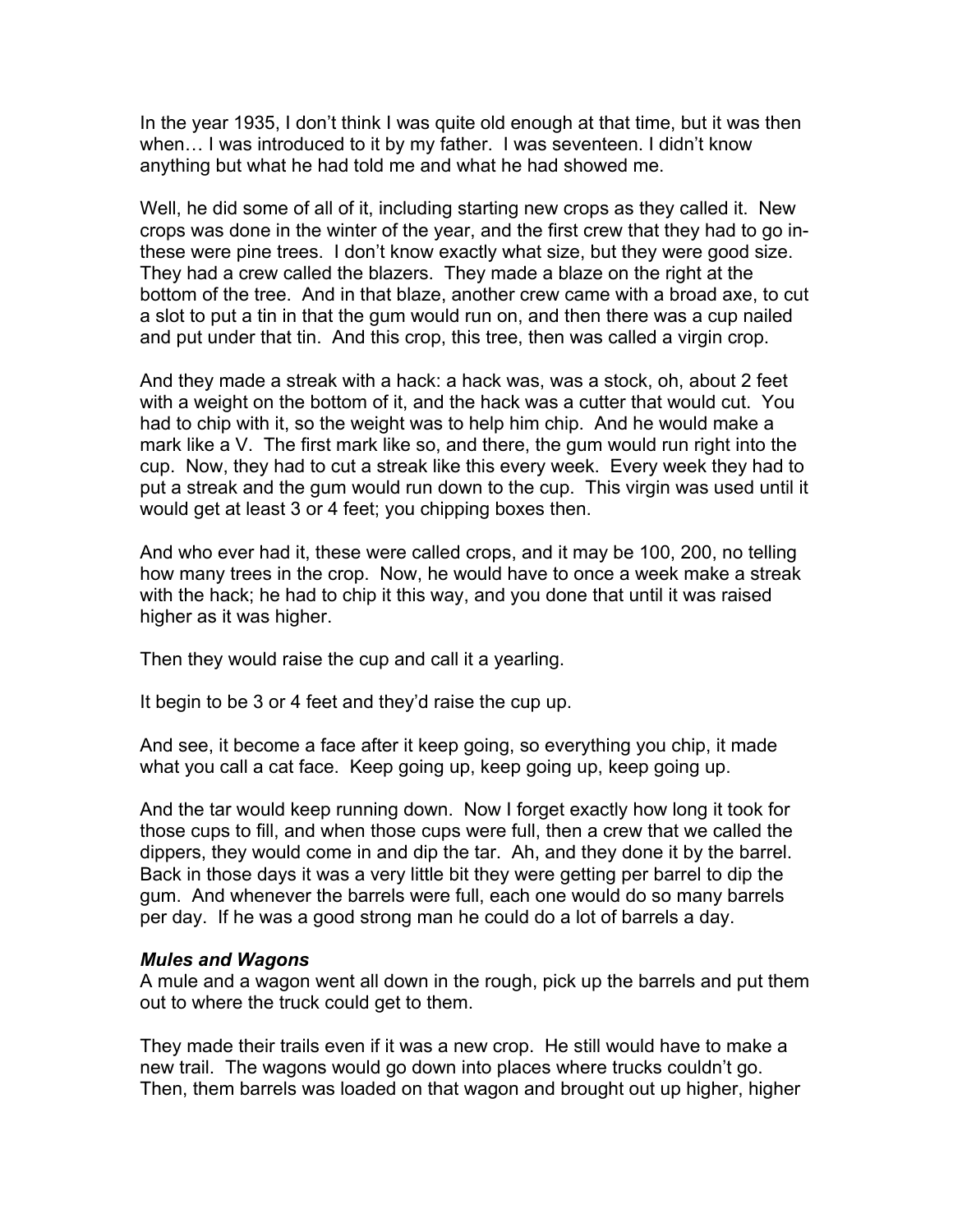In the year 1935, I don't think I was quite old enough at that time, but it was then when… I was introduced to it by my father. I was seventeen. I didn't know anything but what he had told me and what he had showed me.

Well, he did some of all of it, including starting new crops as they called it. New crops was done in the winter of the year, and the first crew that they had to go in- these were pine trees. I don't know exactly what size, but they were good size. They had a crew called the blazers. They made a blaze on the right at the bottom of the tree. And in that blaze, another crew came with a broad axe, to cut a slot to put a tin in that the gum would run on, and then there was a cup nailed and put under that tin. And this crop, this tree, then was called a virgin crop.

And they made a streak with a hack: a hack was, was a stock, oh, about 2 feet with a weight on the bottom of it, and the hack was a cutter that would cut. You had to chip with it, so the weight was to help him chip. And he would make a mark like a V. The first mark like so, and there, the gum would run right into the cup. Now, they had to cut a streak like this every week. Every week they had to put a streak and the gum would run down to the cup. This virgin was used until it would get at least 3 or 4 feet; you chipping boxes then.

And who ever had it, these were called crops, and it may be 100, 200, no telling how many trees in the crop. Now, he would have to once a week make a streak with the hack; he had to chip it this way, and you done that until it was raised higher as it was higher.

Then they would raise the cup and call it a yearling.

It begin to be 3 or 4 feet and they'd raise the cup up.

And see, it become a face after it keep going, so everything you chip, it made what you call a cat face. Keep going up, keep going up, keep going up.

And the tar would keep running down. Now I forget exactly how long it took for those cups to fill, and when those cups were full, then a crew that we called the dippers, they would come in and dip the tar. Ah, and they done it by the barrel. Back in those days it was a very little bit they were getting per barrel to dip the gum. And whenever the barrels were full, each one would do so many barrels per day. If he was a good strong man he could do a lot of barrels a day.

***Mules and Wagons***

A mule and a wagon went all down in the rough, pick up the barrels and put them out to where the truck could get to them.

They made their trails even if it was a new crop. He still would have to make a new trail. The wagons would go down into places where trucks couldn't go. Then, them barrels was loaded on that wagon and brought out up higher, higher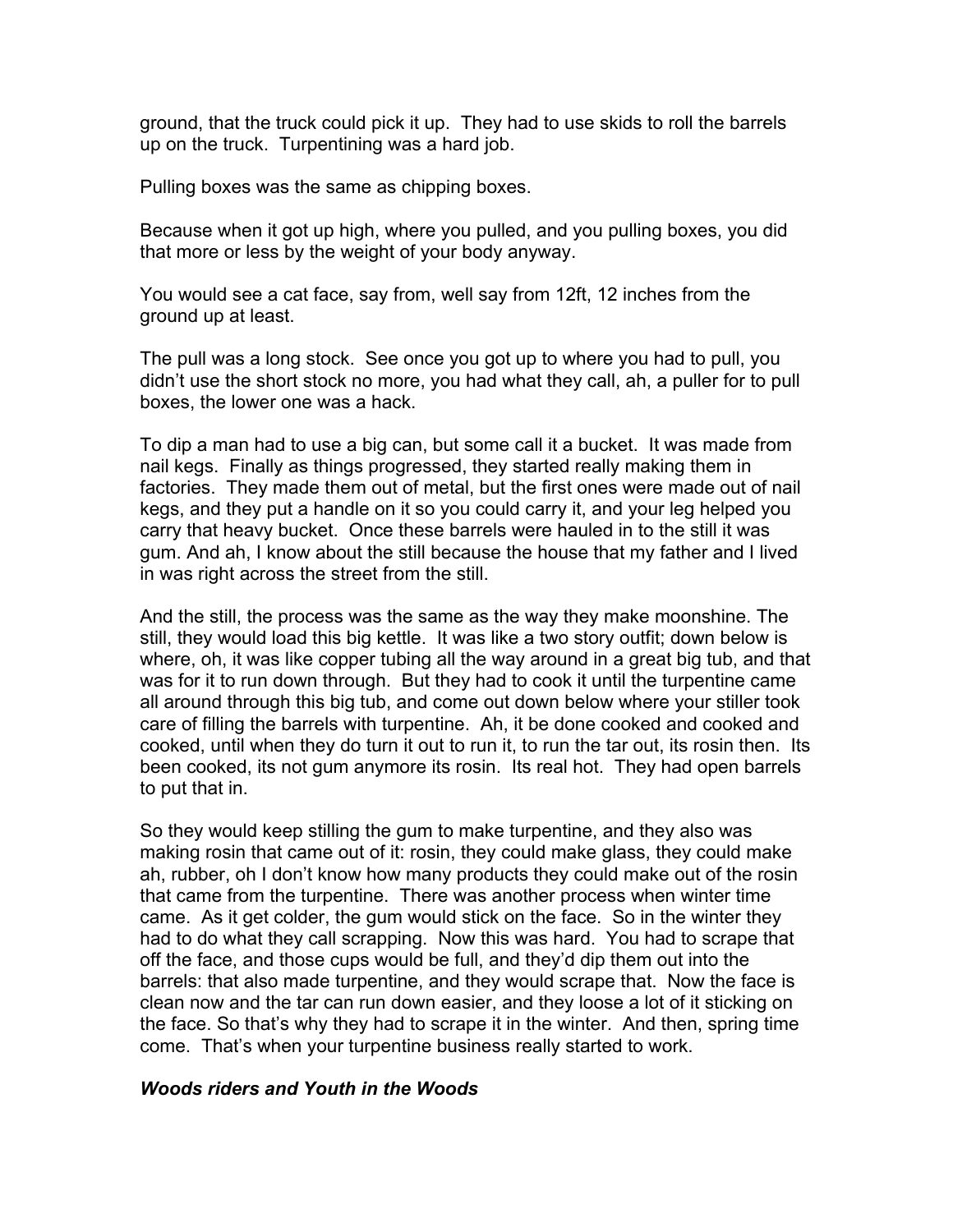ground, that the truck could pick it up. They had to use skids to roll the barrels up on the truck. Turpentining was a hard job.

Pulling boxes was the same as chipping boxes.

Because when it got up high, where you pulled, and you pulling boxes, you did that more or less by the weight of your body anyway.

You would see a cat face, say from, well say from 12ft, 12 inches from the ground up at least.

The pull was a long stock. See once you got up to where you had to pull, you didn't use the short stock no more, you had what they call, ah, a puller for to pull boxes, the lower one was a hack.

To dip a man had to use a big can, but some call it a bucket. It was made from nail kegs. Finally as things progressed, they started really making them in factories. They made them out of metal, but the first ones were made out of nail kegs, and they put a handle on it so you could carry it, and your leg helped you carry that heavy bucket. Once these barrels were hauled in to the still it was gum. And ah, I know about the still because the house that my father and I lived in was right across the street from the still.

And the still, the process was the same as the way they make moonshine. The still, they would load this big kettle. It was like a two story outfit; down below is where, oh, it was like copper tubing all the way around in a great big tub, and that was for it to run down through. But they had to cook it until the turpentine came all around through this big tub, and come out down below where your stiller took care of filling the barrels with turpentine. Ah, it be done cooked and cooked and cooked, until when they do turn it out to run it, to run the tar out, its rosin then. Its been cooked, its not gum anymore its rosin. Its real hot. They had open barrels to put that in.

So they would keep stilling the gum to make turpentine, and they also was making rosin that came out of it: rosin, they could make glass, they could make ah, rubber, oh I don't know how many products they could make out of the rosin that came from the turpentine. There was another process when winter time came. As it get colder, the gum would stick on the face. So in the winter they had to do what they call scrapping. Now this was hard. You had to scrape that off the face, and those cups would be full, and they'd dip them out into the barrels: that also made turpentine, and they would scrape that. Now the face is clean now and the tar can run down easier, and they loose a lot of it sticking on the face. So that's why they had to scrape it in the winter. And then, spring time come. That's when your turpentine business really started to work.

***Woods riders and Youth in the Woods***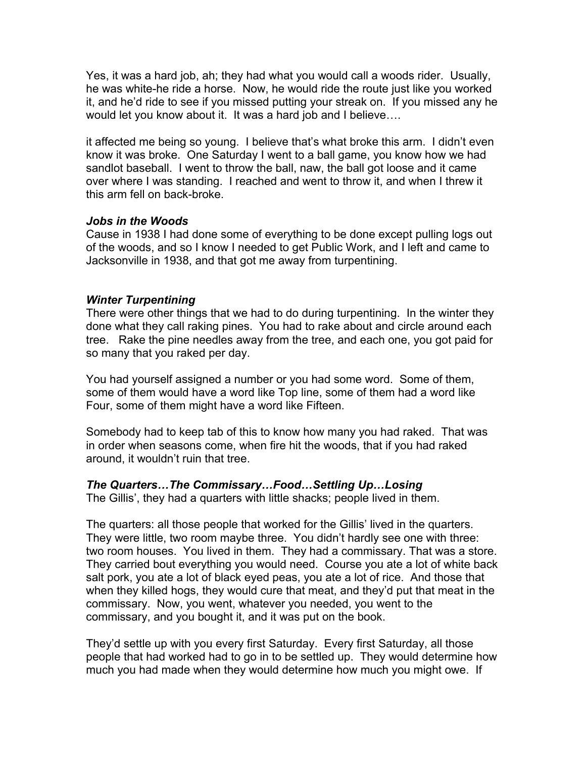Yes, it was a hard job, ah; they had what you would call a woods rider. Usually, he was white-he ride a horse. Now, he would ride the route just like you worked it, and he'd ride to see if you missed putting your streak on. If you missed any he would let you know about it. It was a hard job and I believe….

it affected me being so young. I believe that's what broke this arm. I didn't even know it was broke. One Saturday I went to a ball game, you know how we had sandlot baseball. I went to throw the ball, naw, the ball got loose and it came over where I was standing. I reached and went to throw it, and when I threw it this arm fell on back-broke.

### *Jobs in the Woods*

Cause in 1938 I had done some of everything to be done except pulling logs out of the woods, and so I know I needed to get Public Work, and I left and came to Jacksonville in 1938, and that got me away from turpentining.

### *Winter Turpentining*

There were other things that we had to do during turpentining. In the winter they done what they call raking pines. You had to rake about and circle around each tree. Rake the pine needles away from the tree, and each one, you got paid for so many that you raked per day.

You had yourself assigned a number or you had some word. Some of them, some of them would have a word like Top line, some of them had a word like Four, some of them might have a word like Fifteen.

Somebody had to keep tab of this to know how many you had raked. That was in order when seasons come, when fire hit the woods, that if you had raked around, it wouldn't ruin that tree.

### *The Quarters…The Commissary…Food…Settling Up…Losing*

The Gillis', they had a quarters with little shacks; people lived in them.

The quarters: all those people that worked for the Gillis' lived in the quarters. They were little, two room maybe three. You didn't hardly see one with three: two room houses. You lived in them. They had a commissary. That was a store. They carried bout everything you would need. Course you ate a lot of white back salt pork, you ate a lot of black eyed peas, you ate a lot of rice. And those that when they killed hogs, they would cure that meat, and they'd put that meat in the commissary. Now, you went, whatever you needed, you went to the commissary, and you bought it, and it was put on the book.

They'd settle up with you every first Saturday. Every first Saturday, all those people that had worked had to go in to be settled up. They would determine how much you had made when they would determine how much you might owe. If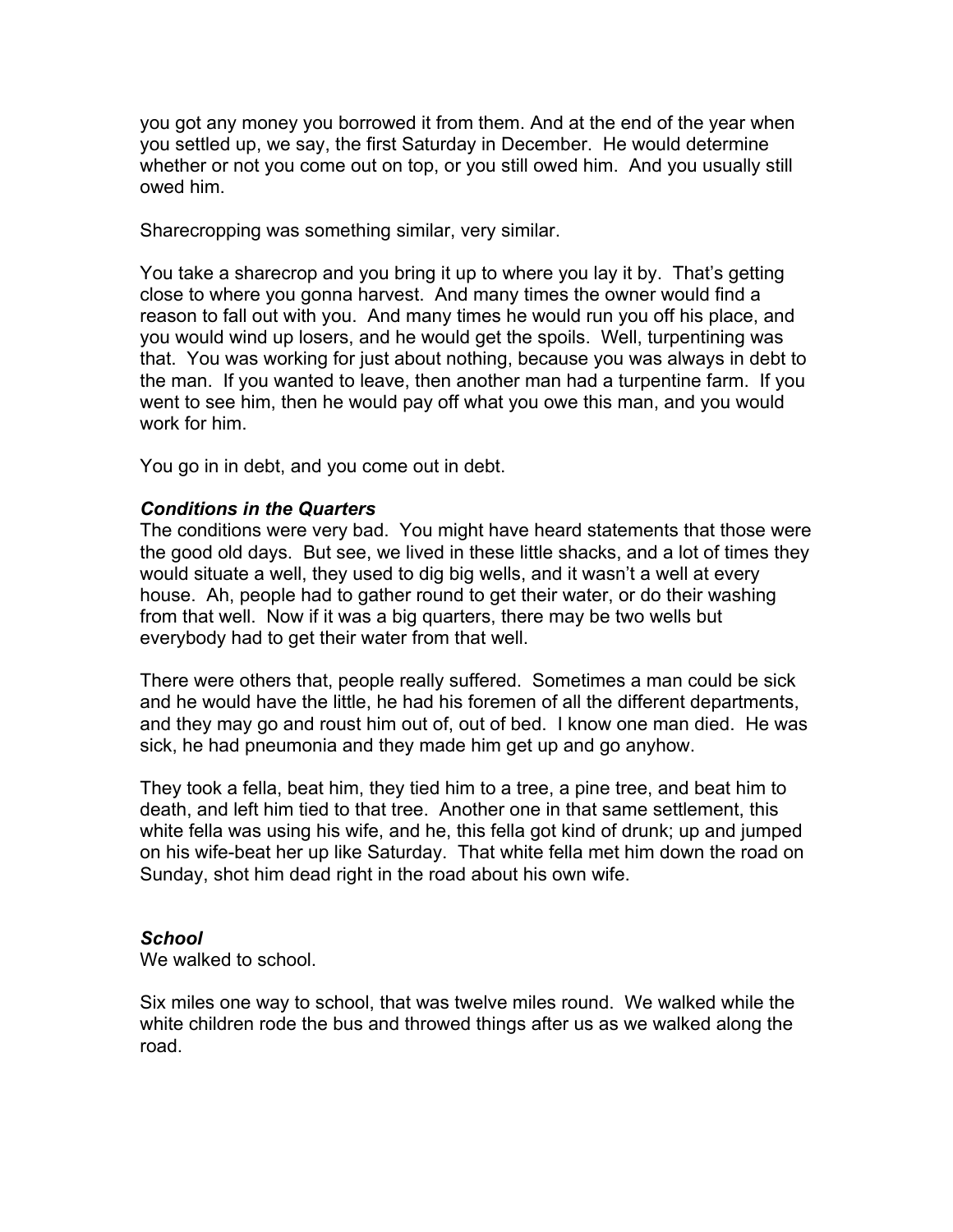you got any money you borrowed it from them. And at the end of the year when you settled up, we say, the first Saturday in December. He would determine whether or not you come out on top, or you still owed him. And you usually still owed him.

Sharecropping was something similar, very similar.

You take a sharecrop and you bring it up to where you lay it by. That's getting close to where you gonna harvest. And many times the owner would find a reason to fall out with you. And many times he would run you off his place, and you would wind up losers, and he would get the spoils. Well, turpentining was that. You was working for just about nothing, because you was always in debt to the man. If you wanted to leave, then another man had a turpentine farm. If you went to see him, then he would pay off what you owe this man, and you would work for him.

You go in in debt, and you come out in debt.

### *Conditions in the Quarters*

The conditions were very bad. You might have heard statements that those were the good old days. But see, we lived in these little shacks, and a lot of times they would situate a well, they used to dig big wells, and it wasn't a well at every house. Ah, people had to gather round to get their water, or do their washing from that well. Now if it was a big quarters, there may be two wells but everybody had to get their water from that well.

There were others that, people really suffered. Sometimes a man could be sick and he would have the little, he had his foremen of all the different departments, and they may go and roust him out of, out of bed. I know one man died. He was sick, he had pneumonia and they made him get up and go anyhow.

They took a fella, beat him, they tied him to a tree, a pine tree, and beat him to death, and left him tied to that tree. Another one in that same settlement, this white fella was using his wife, and he, this fella got kind of drunk; up and jumped on his wife-beat her up like Saturday. That white fella met him down the road on Sunday, shot him dead right in the road about his own wife.

### *School*

We walked to school.

Six miles one way to school, that was twelve miles round. We walked while the white children rode the bus and throwed things after us as we walked along the road.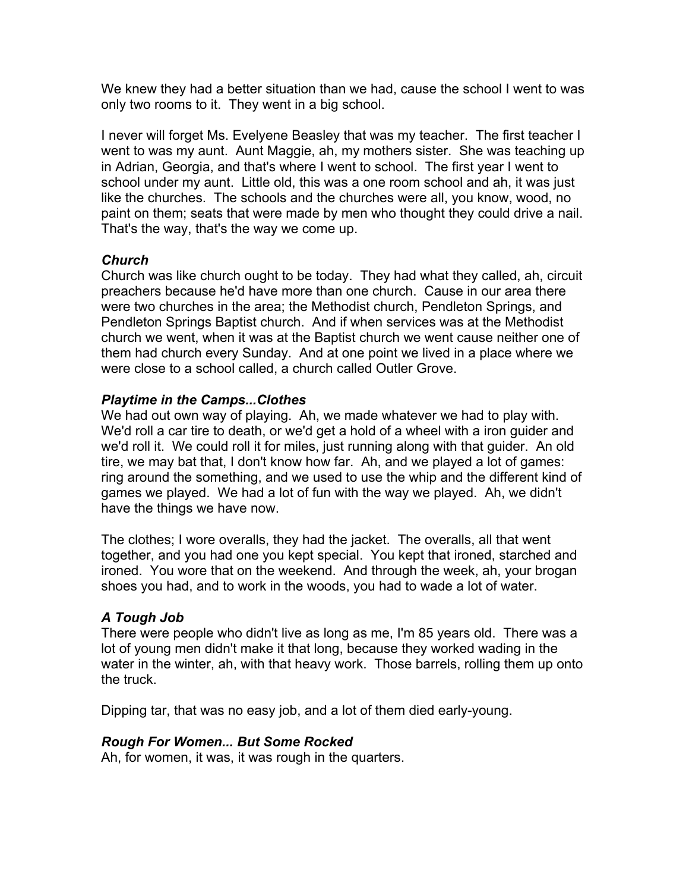We knew they had a better situation than we had, cause the school I went to was only two rooms to it. They went in a big school.

I never will forget Ms. Evelyene Beasley that was my teacher. The first teacher I went to was my aunt. Aunt Maggie, ah, my mothers sister. She was teaching up in Adrian, Georgia, and that's where I went to school. The first year I went to school under my aunt. Little old, this was a one room school and ah, it was just like the churches. The schools and the churches were all, you know, wood, no paint on them; seats that were made by men who thought they could drive a nail. That's the way, that's the way we come up.

### *Church*

Church was like church ought to be today. They had what they called, ah, circuit preachers because he'd have more than one church. Cause in our area there were two churches in the area; the Methodist church, Pendleton Springs, and Pendleton Springs Baptist church. And if when services was at the Methodist church we went, when it was at the Baptist church we went cause neither one of them had church every Sunday. And at one point we lived in a place where we were close to a school called, a church called Outler Grove.

### *Playtime in the Camps...Clothes*

We had out own way of playing. Ah, we made whatever we had to play with. We'd roll a car tire to death, or we'd get a hold of a wheel with a iron guider and we'd roll it. We could roll it for miles, just running along with that guider. An old tire, we may bat that, I don't know how far. Ah, and we played a lot of games: ring around the something, and we used to use the whip and the different kind of games we played. We had a lot of fun with the way we played. Ah, we didn't have the things we have now.

The clothes; I wore overalls, they had the jacket. The overalls, all that went together, and you had one you kept special. You kept that ironed, starched and ironed. You wore that on the weekend. And through the week, ah, your brogan shoes you had, and to work in the woods, you had to wade a lot of water.

### *A Tough Job*

There were people who didn't live as long as me, I'm 85 years old. There was a lot of young men didn't make it that long, because they worked wading in the water in the winter, ah, with that heavy work. Those barrels, rolling them up onto the truck.

Dipping tar, that was no easy job, and a lot of them died early-young.

### *Rough For Women... But Some Rocked*

Ah, for women, it was, it was rough in the quarters.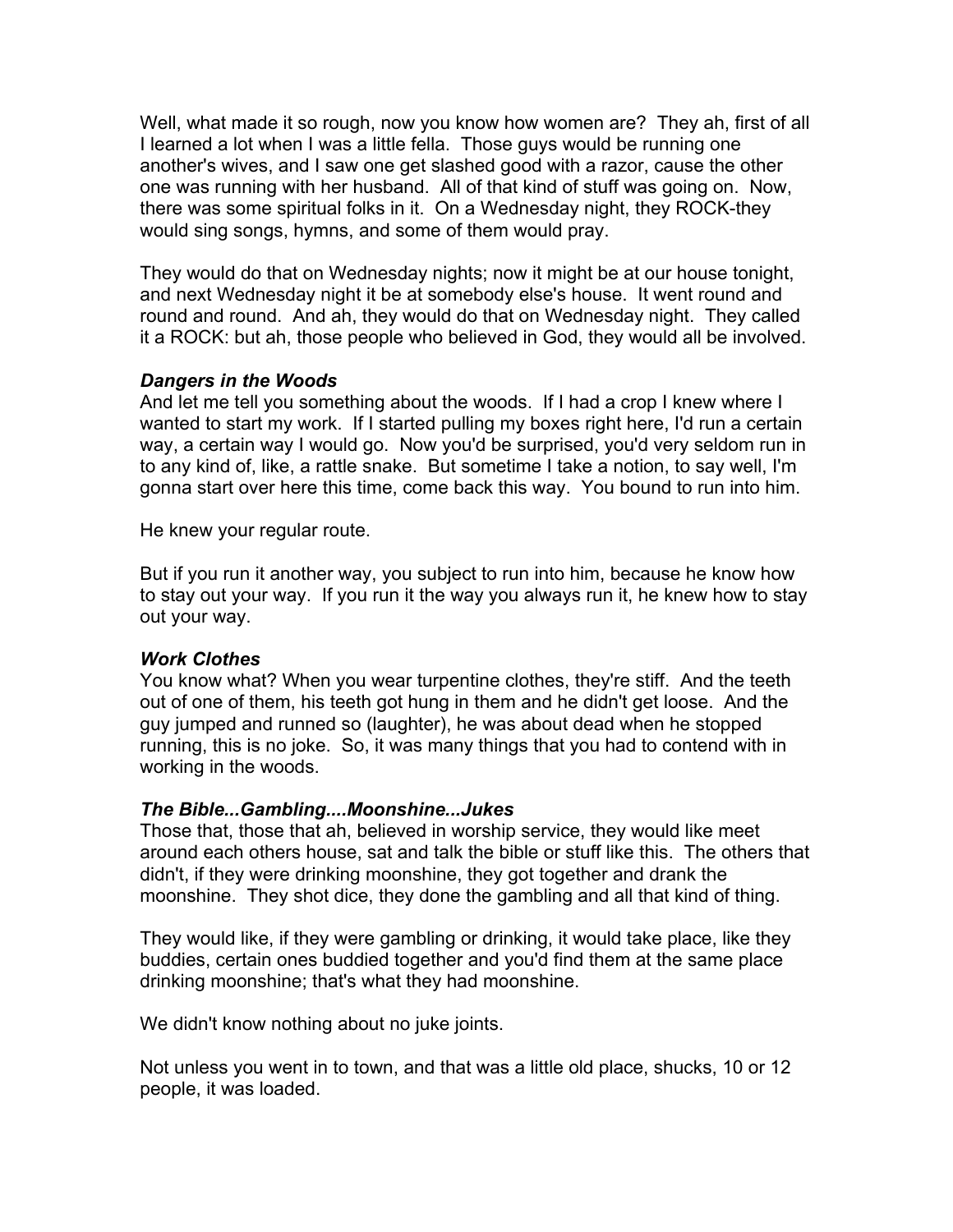Well, what made it so rough, now you know how women are? They ah, first of all I learned a lot when I was a little fella. Those guys would be running one another's wives, and I saw one get slashed good with a razor, cause the other one was running with her husband. All of that kind of stuff was going on. Now, there was some spiritual folks in it. On a Wednesday night, they ROCK-they would sing songs, hymns, and some of them would pray.

They would do that on Wednesday nights; now it might be at our house tonight, and next Wednesday night it be at somebody else's house. It went round and round and round. And ah, they would do that on Wednesday night. They called it a ROCK: but ah, those people who believed in God, they would all be involved.

***Dangers in the Woods***

And let me tell you something about the woods. If I had a crop I knew where I wanted to start my work. If I started pulling my boxes right here, I'd run a certain way, a certain way I would go. Now you'd be surprised, you'd very seldom run in to any kind of, like, a rattle snake. But sometime I take a notion, to say well, I'm gonna start over here this time, come back this way. You bound to run into him.

He knew your regular route.

But if you run it another way, you subject to run into him, because he know how to stay out your way. If you run it the way you always run it, he knew how to stay out your way.

***Work Clothes***

You know what? When you wear turpentine clothes, they're stiff. And the teeth out of one of them, his teeth got hung in them and he didn't get loose. And the guy jumped and runned so (laughter), he was about dead when he stopped running, this is no joke. So, it was many things that you had to contend with in working in the woods.

***The Bible...Gambling....Moonshine...Jukes***

Those that, those that ah, believed in worship service, they would like meet around each others house, sat and talk the bible or stuff like this. The others that didn't, if they were drinking moonshine, they got together and drank the moonshine. They shot dice, they done the gambling and all that kind of thing.

They would like, if they were gambling or drinking, it would take place, like they buddies, certain ones buddied together and you'd find them at the same place drinking moonshine; that's what they had moonshine.

We didn't know nothing about no juke joints.

Not unless you went in to town, and that was a little old place, shucks, 10 or 12 people, it was loaded.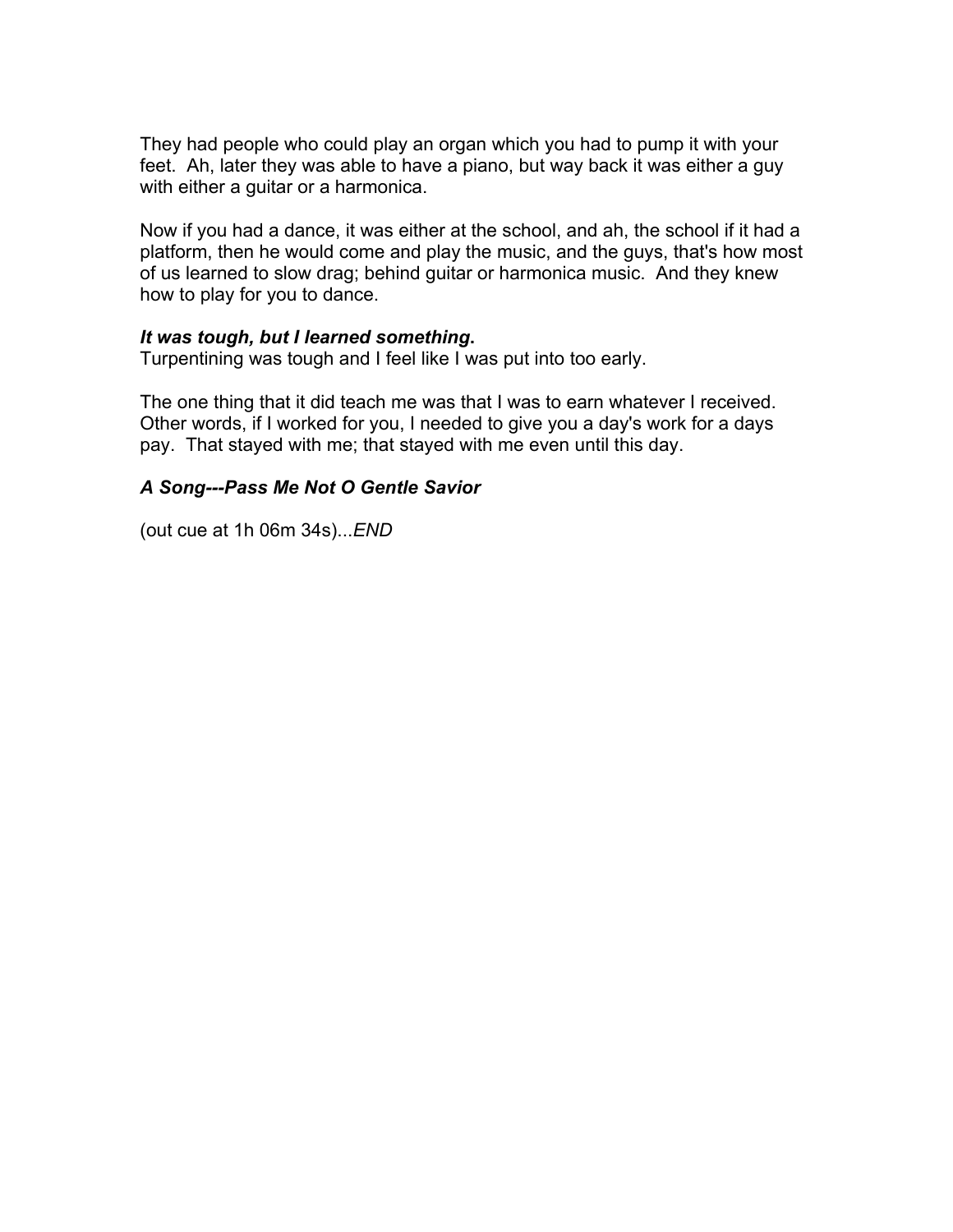They had people who could play an organ which you had to pump it with your feet. Ah, later they was able to have a piano, but way back it was either a guy with either a guitar or a harmonica.

Now if you had a dance, it was either at the school, and ah, the school if it had a platform, then he would come and play the music, and the guys, that's how most of us learned to slow drag; behind guitar or harmonica music. And they knew how to play for you to dance.

***It was tough, but I learned something*.**
Turpentining was tough and I feel like I was put into too early.

The one thing that it did teach me was that I was to earn whatever I received. Other words, if I worked for you, I needed to give you a day's work for a days pay. That stayed with me; that stayed with me even until this day.

***A Song---Pass Me Not O Gentle Savior***

(out cue at 1h 06m 34s)...*END*